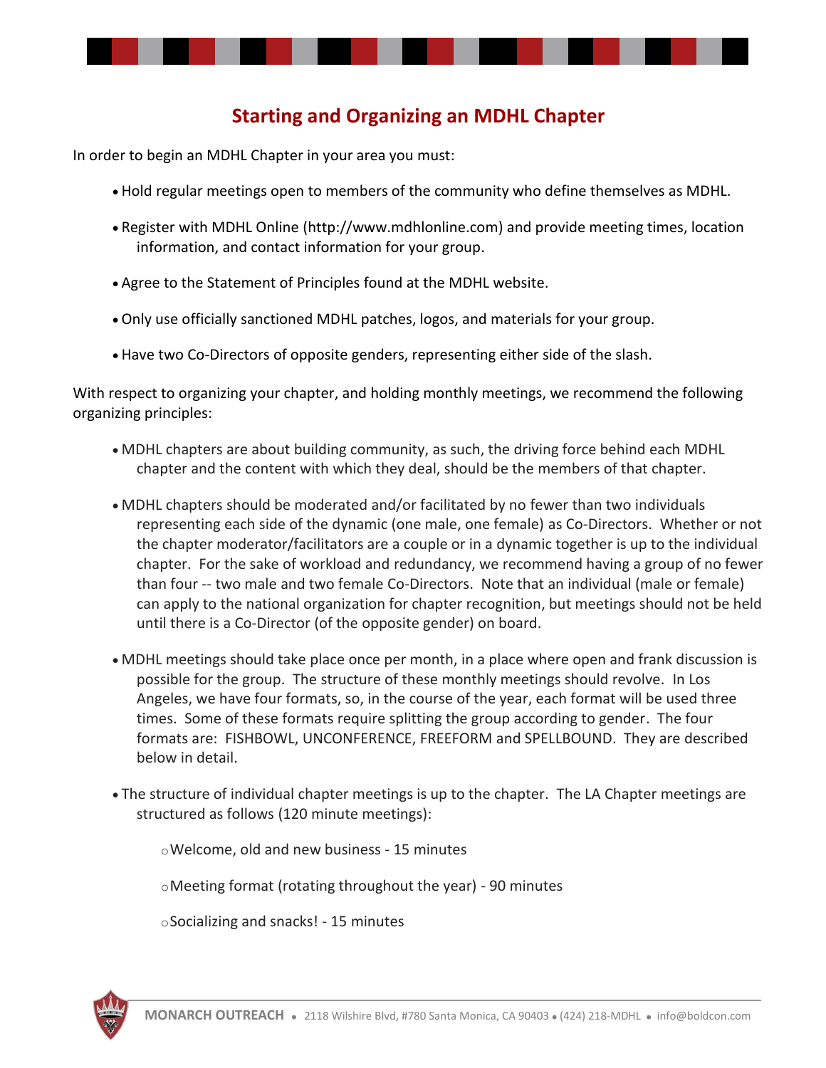# Starting and Organizing an MDHL Chapter

In order to begin an MDHL Chapter in your area you must:

- Hold regular meetings open to members of the community who define themselves as MDHL.
- Register with MDHL Online (http://www.mdhlonline.com) and provide meeting times, location information, and contact information for your group.
- Agree to the Statement of Principles found at the MDHL website.
- Only use officially sanctioned MDHL patches, logos, and materials for your group.
- Have two Co-Directors of opposite genders, representing either side of the slash.

With respect to organizing your chapter, and holding monthly meetings, we recommend the following organizing principles:

- MDHL chapters are about building community, as such, the driving force behind each MDHL chapter and the content with which they deal, should be the members of that chapter.
- MDHL chapters should be moderated and/or facilitated by no fewer than two individuals representing each side of the dynamic (one male, one female) as Co-Directors. Whether or not the chapter moderator/facilitators are a couple or in a dynamic together is up to the individual chapter. For the sake of workload and redundancy, we recommend having a group of no fewer than four -- two male and two female Co-Directors. Note that an individual (male or female) can apply to the national organization for chapter recognition, but meetings should not be held until there is a Co-Director (of the opposite gender) on board.
- MDHL meetings should take place once per month, in a place where open and frank discussion is possible for the group. The structure of these monthly meetings should revolve. In Los Angeles, we have four formats, so, in the course of the year, each format will be used three times. Some of these formats require splitting the group according to gender. The four formats are: FISHBOWL, UNCONFERENCE, FREEFORM and SPELLBOUND. They are described below in detail.
- The structure of individual chapter meetings is up to the chapter. The LA Chapter meetings are structured as follows (120 minute meetings):
  - Welcome, old and new business - 15 minutes
  - Meeting format (rotating throughout the year) - 90 minutes
  - Socializing and snacks! - 15 minutes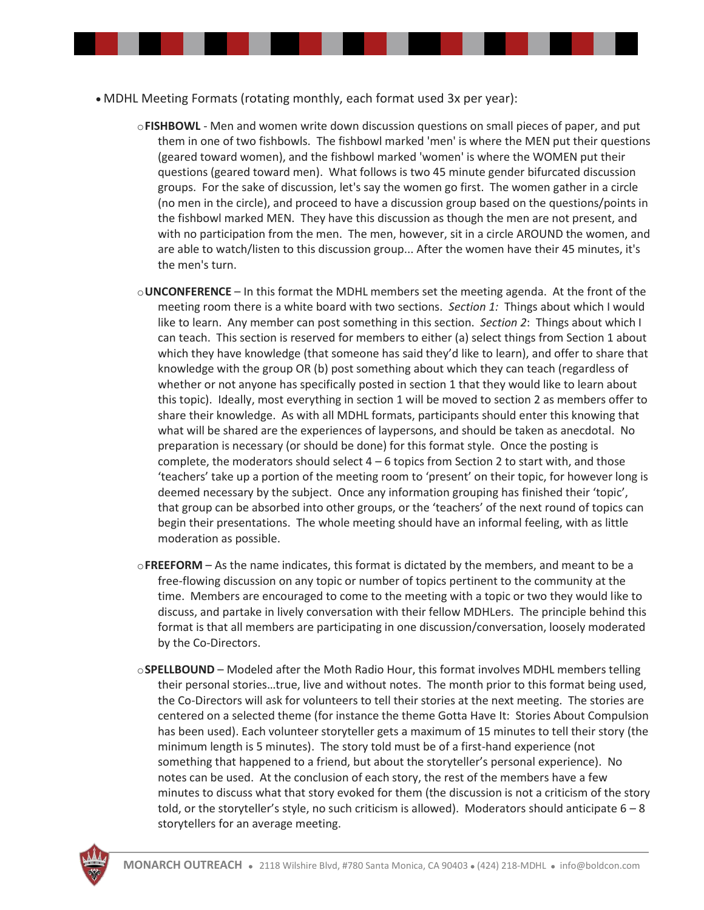- MDHL Meeting Formats (rotating monthly, each format used 3x per year):
  - **FISHBOWL** - Men and women write down discussion questions on small pieces of paper, and put them in one of two fishbowls. The fishbowl marked 'men' is where the MEN put their questions (geared toward women), and the fishbowl marked 'women' is where the WOMEN put their questions (geared toward men). What follows is two 45 minute gender bifurcated discussion groups. For the sake of discussion, let's say the women go first. The women gather in a circle (no men in the circle), and proceed to have a discussion group based on the questions/points in the fishbowl marked MEN. They have this discussion as though the men are not present, and with no participation from the men. The men, however, sit in a circle AROUND the women, and are able to watch/listen to this discussion group... After the women have their 45 minutes, it's the men's turn.
  - **UNCONFERENCE** – In this format the MDHL members set the meeting agenda. At the front of the meeting room there is a white board with two sections. *Section 1:* Things about which I would like to learn. Any member can post something in this section. *Section 2*: Things about which I can teach. This section is reserved for members to either (a) select things from Section 1 about which they have knowledge (that someone has said they'd like to learn), and offer to share that knowledge with the group OR (b) post something about which they can teach (regardless of whether or not anyone has specifically posted in section 1 that they would like to learn about this topic). Ideally, most everything in section 1 will be moved to section 2 as members offer to share their knowledge. As with all MDHL formats, participants should enter this knowing that what will be shared are the experiences of laypersons, and should be taken as anecdotal. No preparation is necessary (or should be done) for this format style. Once the posting is complete, the moderators should select 4 – 6 topics from Section 2 to start with, and those 'teachers' take up a portion of the meeting room to 'present' on their topic, for however long is deemed necessary by the subject. Once any information grouping has finished their 'topic', that group can be absorbed into other groups, or the 'teachers' of the next round of topics can begin their presentations. The whole meeting should have an informal feeling, with as little moderation as possible.
  - **FREEFORM** – As the name indicates, this format is dictated by the members, and meant to be a free-flowing discussion on any topic or number of topics pertinent to the community at the time. Members are encouraged to come to the meeting with a topic or two they would like to discuss, and partake in lively conversation with their fellow MDHLers. The principle behind this format is that all members are participating in one discussion/conversation, loosely moderated by the Co-Directors.
  - **SPELLBOUND** – Modeled after the Moth Radio Hour, this format involves MDHL members telling their personal stories…true, live and without notes. The month prior to this format being used, the Co-Directors will ask for volunteers to tell their stories at the next meeting. The stories are centered on a selected theme (for instance the theme Gotta Have It: Stories About Compulsion has been used). Each volunteer storyteller gets a maximum of 15 minutes to tell their story (the minimum length is 5 minutes). The story told must be of a first-hand experience (not something that happened to a friend, but about the storyteller's personal experience). No notes can be used. At the conclusion of each story, the rest of the members have a few minutes to discuss what that story evoked for them (the discussion is not a criticism of the story told, or the storyteller's style, no such criticism is allowed). Moderators should anticipate 6 – 8 storytellers for an average meeting.